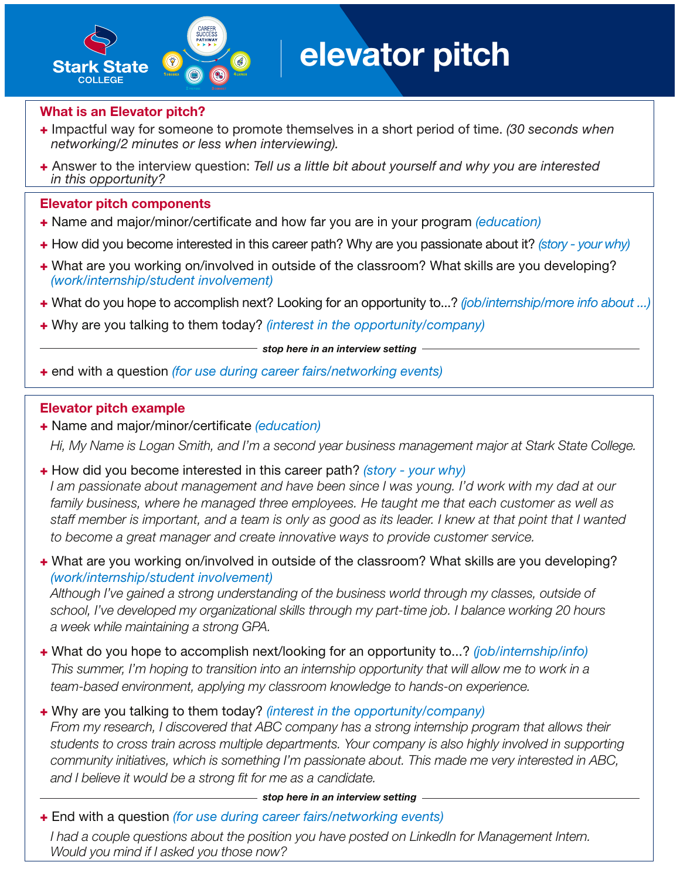# elevator pitch

Stark State COLLEGE

## What is an Elevator pitch?

- Impactful way for someone to promote themselves in a short period of time. *(30 seconds when networking/2 minutes or less when interviewing).*
- Answer to the interview question: *Tell us a little bit about yourself and why you are interested in this opportunity?*

## Elevator pitch components

- Name and major/minor/certificate and how far you are in your program *(education)*
- How did you become interested in this career path? Why are you passionate about it? *(story - your why)*
- What are you working on/involved in outside of the classroom? What skills are you developing? *(work/internship/student involvement)*
- What do you hope to accomplish next? Looking for an opportunity to...? *(job/internship/more info about ...)*
- Why are you talking to them today? *(interest in the opportunity/company)*

***stop here in an interview setting***

- end with a question *(for use during career fairs/networking events)*

## Elevator pitch example

- Name and major/minor/certificate *(education)*

  *Hi, My Name is Logan Smith, and I'm a second year business management major at Stark State College.*

- How did you become interested in this career path? *(story - your why)*

  *I am passionate about management and have been since I was young. I'd work with my dad at our family business, where he managed three employees. He taught me that each customer as well as staff member is important, and a team is only as good as its leader. I knew at that point that I wanted to become a great manager and create innovative ways to provide customer service.*

- What are you working on/involved in outside of the classroom? What skills are you developing? *(work/internship/student involvement)*

  *Although I've gained a strong understanding of the business world through my classes, outside of school, I've developed my organizational skills through my part-time job. I balance working 20 hours a week while maintaining a strong GPA.*

- What do you hope to accomplish next/looking for an opportunity to...? *(job/internship/info)*

  *This summer, I'm hoping to transition into an internship opportunity that will allow me to work in a team-based environment, applying my classroom knowledge to hands-on experience.*

- Why are you talking to them today? *(interest in the opportunity/company)*

  *From my research, I discovered that ABC company has a strong internship program that allows their students to cross train across multiple departments. Your company is also highly involved in supporting community initiatives, which is something I'm passionate about. This made me very interested in ABC, and I believe it would be a strong fit for me as a candidate.*

***stop here in an interview setting***

- End with a question *(for use during career fairs/networking events)*

  *I had a couple questions about the position you have posted on LinkedIn for Management Intern. Would you mind if I asked you those now?*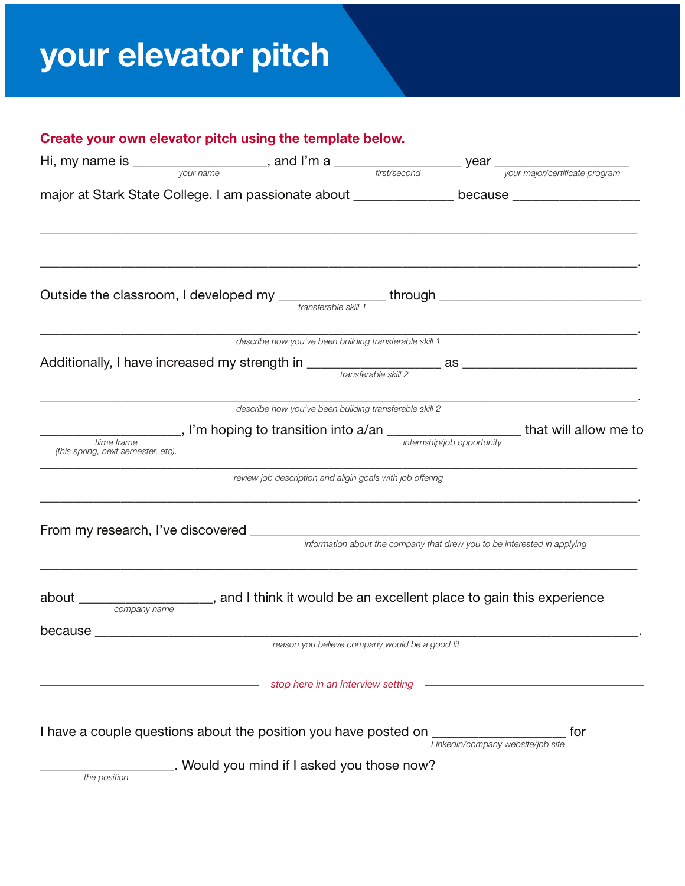# your elevator pitch

**Create your own elevator pitch using the template below.**

Hi, my name is ___________________, and I'm a __________________ year ___________________
*your name* *first/second* *your major/certificate program*

major at Stark State College. I am passionate about ______________ because __________________

_____________________________________________________________________________________

_____________________________________________________________________________________.

Outside the classroom, I developed my _______________ through ____________________________
*transferable skill 1*

_____________________________________________________________________________________.
*describe how you've been building transferable skill 1*

Additionally, I have increased my strength in ___________________ as _________________________
*transferable skill 2*

_____________________________________________________________________________________.
*describe how you've been building transferable skill 2*

___________________, I'm hoping to transition into a/an ___________________ that will allow me to
*tiime frame (this spring, next semester, etc).* *internship/job opportunity*

_____________________________________________________________________________________
*review job description and aligin goals with job offering*

_____________________________________________________________________________________.

From my research, I've discovered ___________________________________________________
*information about the company that drew you to be interested in applying*

_____________________________________________________________________________________

about ___________________, and I think it would be an excellent place to gain this experience
*company name*

because ______________________________________________________________________________.
*reason you believe company would be a good fit*

*stop here in an interview setting*

I have a couple questions about the position you have posted on ___________________ for
*LinkedIn/company website/job site*

___________________. Would you mind if I asked you those now?
*the position*